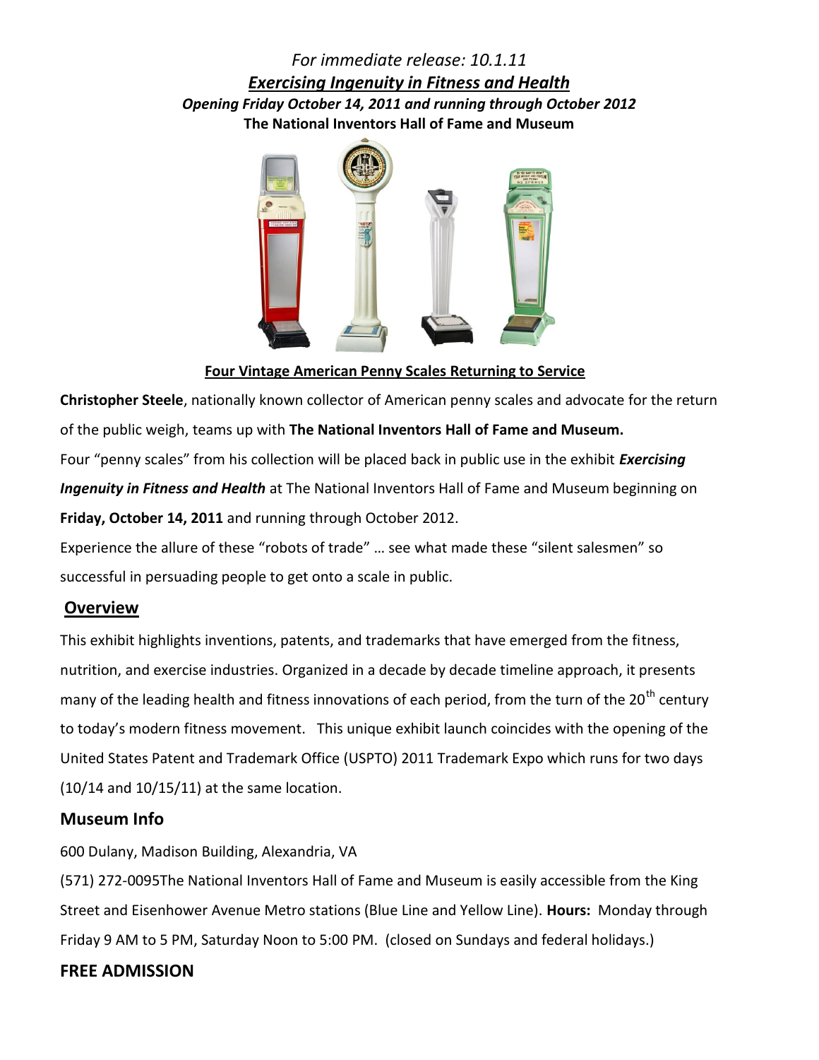*For immediate release: 10.1.11*

***Exercising Ingenuity in Fitness and Health***

***Opening Friday October 14, 2011 and running through October 2012***

**The National Inventors Hall of Fame and Museum**

**Four Vintage American Penny Scales Returning to Service**

**Christopher Steele**, nationally known collector of American penny scales and advocate for the return of the public weigh, teams up with **The National Inventors Hall of Fame and Museum.**

Four "penny scales" from his collection will be placed back in public use in the exhibit ***Exercising Ingenuity in Fitness and Health*** at The National Inventors Hall of Fame and Museum beginning on **Friday, October 14, 2011** and running through October 2012.

Experience the allure of these "robots of trade" … see what made these "silent salesmen" so successful in persuading people to get onto a scale in public.

## Overview

This exhibit highlights inventions, patents, and trademarks that have emerged from the fitness, nutrition, and exercise industries. Organized in a decade by decade timeline approach, it presents many of the leading health and fitness innovations of each period, from the turn of the 20th century to today's modern fitness movement. This unique exhibit launch coincides with the opening of the United States Patent and Trademark Office (USPTO) 2011 Trademark Expo which runs for two days (10/14 and 10/15/11) at the same location.

## Museum Info

600 Dulany, Madison Building, Alexandria, VA

(571) 272-0095The National Inventors Hall of Fame and Museum is easily accessible from the King Street and Eisenhower Avenue Metro stations (Blue Line and Yellow Line). **Hours:** Monday through Friday 9 AM to 5 PM, Saturday Noon to 5:00 PM. (closed on Sundays and federal holidays.)

## FREE ADMISSION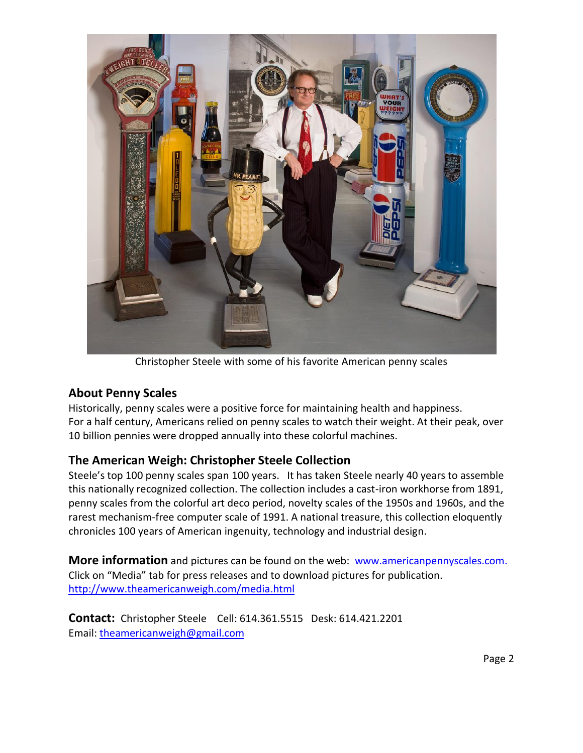Christopher Steele with some of his favorite American penny scales

## About Penny Scales

Historically, penny scales were a positive force for maintaining health and happiness. For a half century, Americans relied on penny scales to watch their weight. At their peak, over 10 billion pennies were dropped annually into these colorful machines.

## The American Weigh: Christopher Steele Collection

Steele's top 100 penny scales span 100 years. It has taken Steele nearly 40 years to assemble this nationally recognized collection. The collection includes a cast-iron workhorse from 1891, penny scales from the colorful art deco period, novelty scales of the 1950s and 1960s, and the rarest mechanism-free computer scale of 1991. A national treasure, this collection eloquently chronicles 100 years of American ingenuity, technology and industrial design.

**More information** and pictures can be found on the web: [www.americanpennyscales.com.](http://www.americanpennyscales.com)
Click on "Media" tab for press releases and to download pictures for publication.
[http://www.theamericanweigh.com/media.html](http://www.theamericanweigh.com/media.html)

**Contact:** Christopher Steele Cell: 614.361.5515 Desk: 614.421.2201
Email: [theamericanweigh@gmail.com](mailto:theamericanweigh@gmail.com)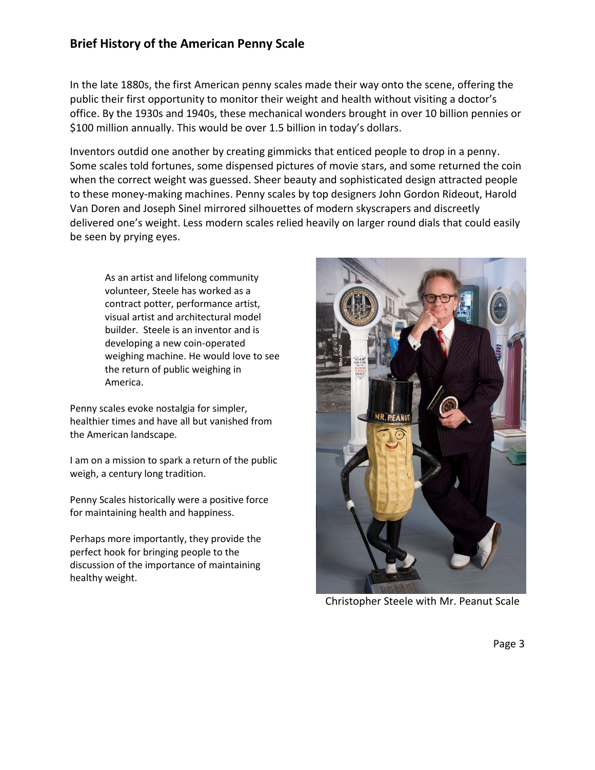## Brief History of the American Penny Scale

In the late 1880s, the first American penny scales made their way onto the scene, offering the public their first opportunity to monitor their weight and health without visiting a doctor's office. By the 1930s and 1940s, these mechanical wonders brought in over 10 billion pennies or $100 million annually. This would be over 1.5 billion in today's dollars.

Inventors outdid one another by creating gimmicks that enticed people to drop in a penny. Some scales told fortunes, some dispensed pictures of movie stars, and some returned the coin when the correct weight was guessed. Sheer beauty and sophisticated design attracted people to these money-making machines. Penny scales by top designers John Gordon Rideout, Harold Van Doren and Joseph Sinel mirrored silhouettes of modern skyscrapers and discreetly delivered one's weight. Less modern scales relied heavily on larger round dials that could easily be seen by prying eyes.

As an artist and lifelong community volunteer, Steele has worked as a contract potter, performance artist, visual artist and architectural model builder. Steele is an inventor and is developing a new coin-operated weighing machine. He would love to see the return of public weighing in America.

Penny scales evoke nostalgia for simpler, healthier times and have all but vanished from the American landscape.

I am on a mission to spark a return of the public weigh, a century long tradition.

Penny Scales historically were a positive force for maintaining health and happiness.

Perhaps more importantly, they provide the perfect hook for bringing people to the discussion of the importance of maintaining healthy weight.

Christopher Steele with Mr. Peanut Scale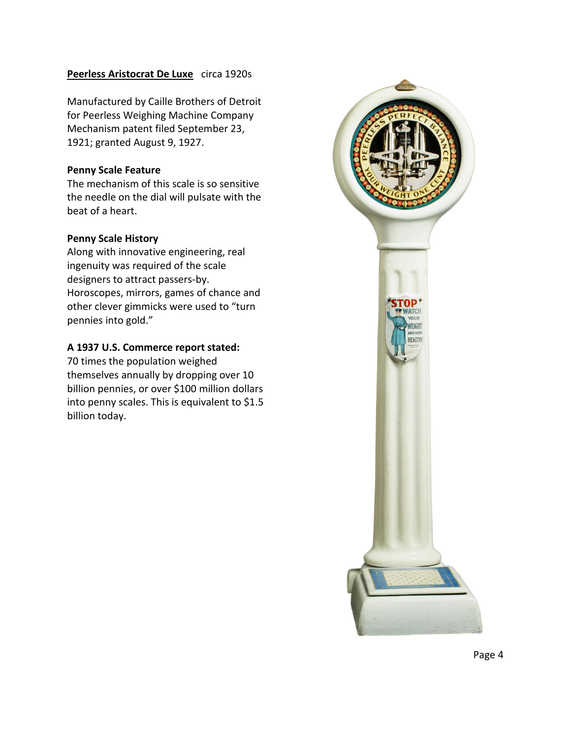**<u>Peerless Aristocrat De Luxe</u>** circa 1920s

Manufactured by Caille Brothers of Detroit for Peerless Weighing Machine Company Mechanism patent filed September 23, 1921; granted August 9, 1927.

**Penny Scale Feature**

The mechanism of this scale is so sensitive the needle on the dial will pulsate with the beat of a heart.

**Penny Scale History**

Along with innovative engineering, real ingenuity was required of the scale designers to attract passers-by. Horoscopes, mirrors, games of chance and other clever gimmicks were used to "turn pennies into gold."

**A 1937 U.S. Commerce report stated:**

70 times the population weighed themselves annually by dropping over 10 billion pennies, or over $100 million dollars into penny scales. This is equivalent to $1.5 billion today.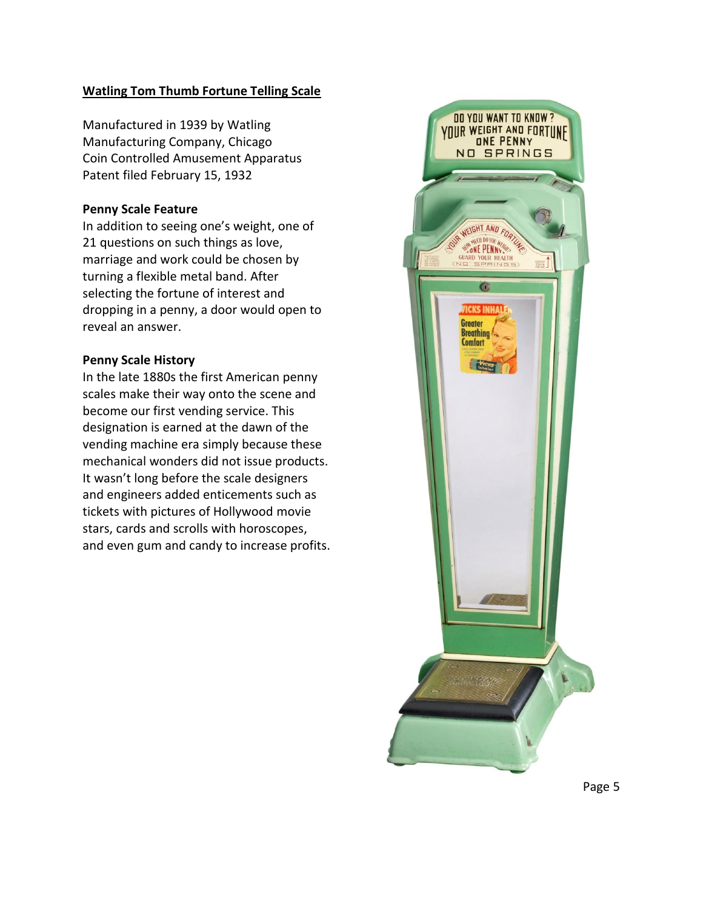## Watling Tom Thumb Fortune Telling Scale

Manufactured in 1939 by Watling Manufacturing Company, Chicago
Coin Controlled Amusement Apparatus
Patent filed February 15, 1932

### Penny Scale Feature

In addition to seeing one's weight, one of 21 questions on such things as love, marriage and work could be chosen by turning a flexible metal band. After selecting the fortune of interest and dropping in a penny, a door would open to reveal an answer.

### Penny Scale History

In the late 1880s the first American penny scales make their way onto the scene and become our first vending service. This designation is earned at the dawn of the vending machine era simply because these mechanical wonders did not issue products. It wasn't long before the scale designers and engineers added enticements such as tickets with pictures of Hollywood movie stars, cards and scrolls with horoscopes, and even gum and candy to increase profits.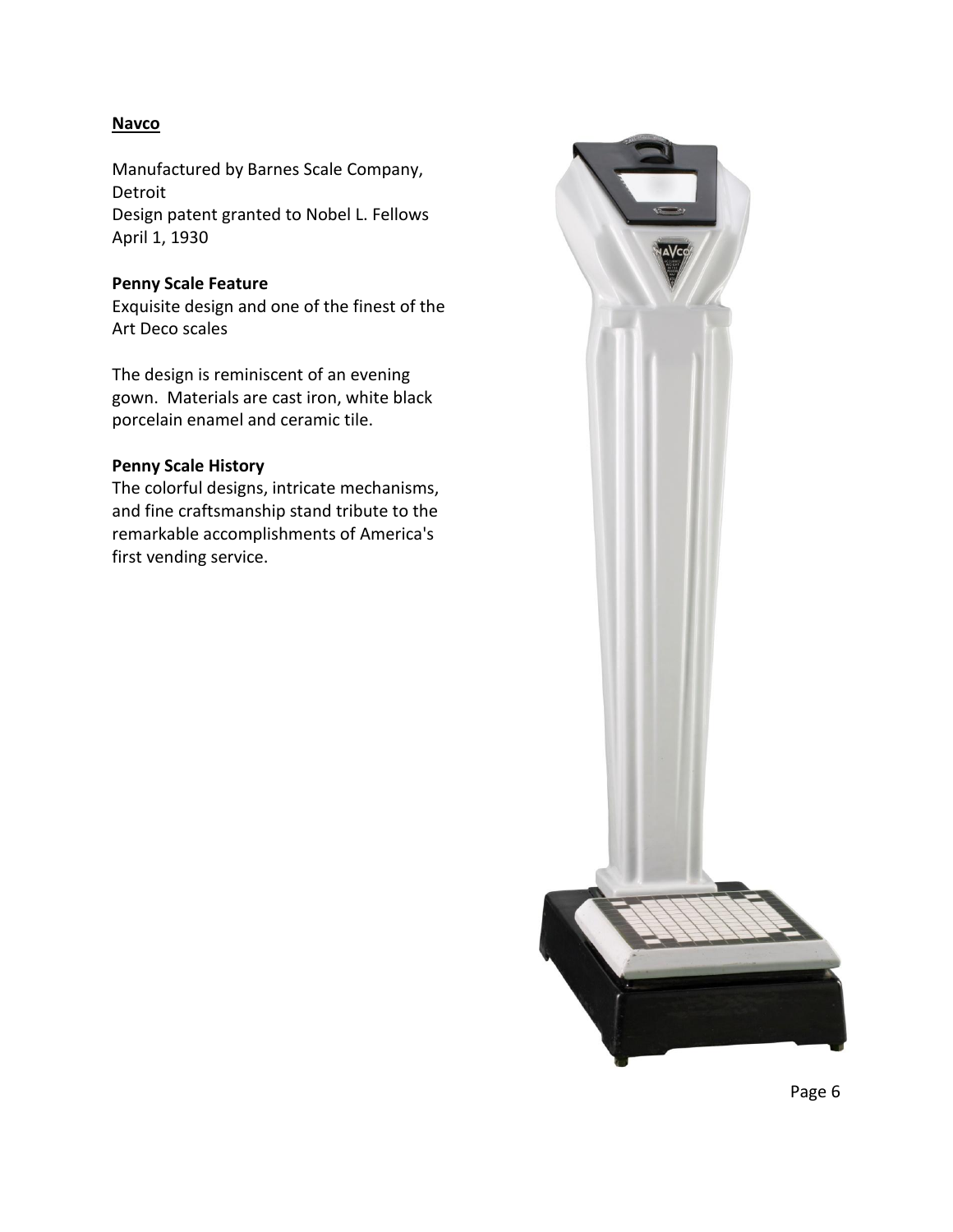**Navco**

Manufactured by Barnes Scale Company, Detroit
Design patent granted to Nobel L. Fellows April 1, 1930

**Penny Scale Feature**

Exquisite design and one of the finest of the Art Deco scales

The design is reminiscent of an evening gown. Materials are cast iron, white black porcelain enamel and ceramic tile.

**Penny Scale History**

The colorful designs, intricate mechanisms, and fine craftsmanship stand tribute to the remarkable accomplishments of America's first vending service.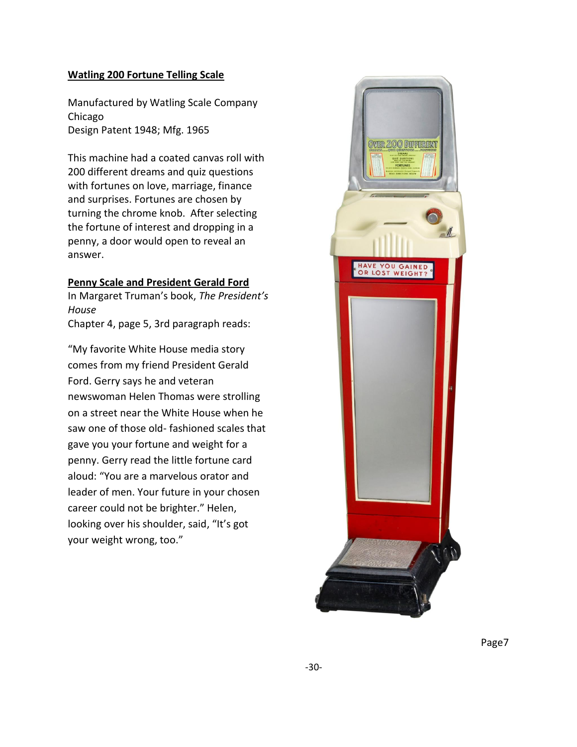**Watling 200 Fortune Telling Scale**

Manufactured by Watling Scale Company
Chicago
Design Patent 1948; Mfg. 1965

This machine had a coated canvas roll with 200 different dreams and quiz questions with fortunes on love, marriage, finance and surprises. Fortunes are chosen by turning the chrome knob. After selecting the fortune of interest and dropping in a penny, a door would open to reveal an answer.

**Penny Scale and President Gerald Ford**

In Margaret Truman's book, *The President's House*
Chapter 4, page 5, 3rd paragraph reads:

"My favorite White House media story comes from my friend President Gerald Ford. Gerry says he and veteran newswoman Helen Thomas were strolling on a street near the White House when he saw one of those old- fashioned scales that gave you your fortune and weight for a penny. Gerry read the little fortune card aloud: "You are a marvelous orator and leader of men. Your future in your chosen career could not be brighter." Helen, looking over his shoulder, said, "It's got your weight wrong, too."